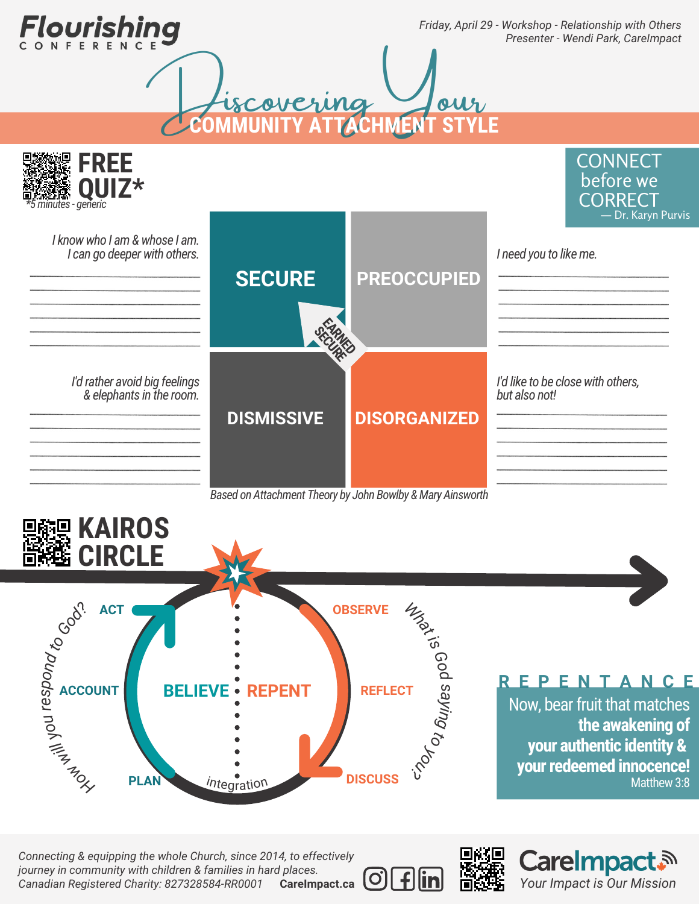# Flourishing CONFERENCE

*Friday, April 29 - Workshop - Relationship with Others*
*Presenter - Wendi Park, CareImpact*

# Discovering Your COMMUNITY ATTACHMENT STYLE

## FREE QUIZ*

*5 minutes - generic

CONNECT before we CORRECT
— Dr. Karyn Purvis

| | | |
|---|---|---|
| *I know who I am & whose I am. I can go deeper with others.* | **SECURE** | **PREOCCUPIED** | 
| *I'd rather avoid big feelings & elephants in the room.* | **DISMISSIVE** | **DISORGANIZED** |

- **SECURE** — *I know who I am & whose I am. I can go deeper with others.*
- **PREOCCUPIED** — *I need you to like me.*
- **DISMISSIVE** — *I'd rather avoid big feelings & elephants in the room.*
- **DISORGANIZED** — *I'd like to be close with others, but also not!*

EARNED SECURE

*Based on Attachment Theory by John Bowlby & Mary Ainsworth*

## KAIROS CIRCLE

**REPENT** (What is God saying to you?)
- OBSERVE
- REFLECT
- DISCUSS

integration

**BELIEVE** (How will you respond to God?)
- PLAN
- ACCOUNT
- ACT

### REPENTANCE

Now, bear fruit that matches **the awakening of your authentic identity & your redeemed innocence!**
Matthew 3:8

*Connecting & equipping the whole Church, since 2014, to effectively journey in community with children & families in hard places.*
*Canadian Registered Charity: 827328584-RR0001* **CareImpact.ca**

**CareImpact** — *Your Impact is Our Mission*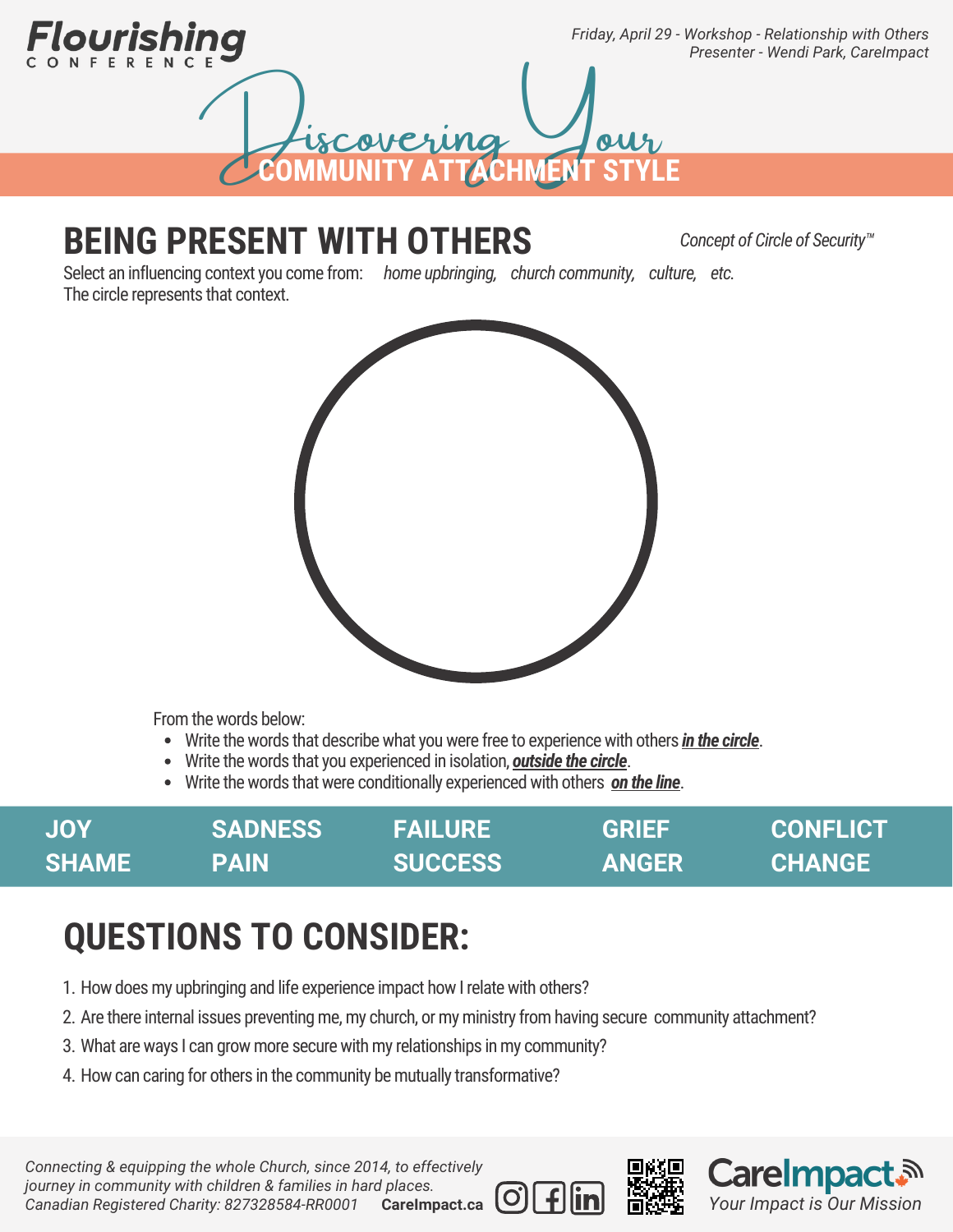# Flourishing CONFERENCE

*Friday, April 29 - Workshop - Relationship with Others*
*Presenter - Wendi Park, CareImpact*

# Discovering Your COMMUNITY ATTACHMENT STYLE

## BEING PRESENT WITH OTHERS

*Concept of Circle of Security™*

Select an influencing context you come from: *home upbringing, church community, culture, etc.*
The circle represents that context.

From the words below:

- Write the words that describe what you were free to experience with others ***in the circle***.
- Write the words that you experienced in isolation, ***outside the circle***.
- Write the words that were conditionally experienced with others ***on the line***.

| | | | | |
|---|---|---|---|---|
| **JOY** | **SADNESS** | **FAILURE** | **GRIEF** | **CONFLICT** |
| **SHAME** | **PAIN** | **SUCCESS** | **ANGER** | **CHANGE** |

## QUESTIONS TO CONSIDER:

1. How does my upbringing and life experience impact how I relate with others?
2. Are there internal issues preventing me, my church, or my ministry from having secure community attachment?
3. What are ways I can grow more secure with my relationships in my community?
4. How can caring for others in the community be mutually transformative?

*Connecting & equipping the whole Church, since 2014, to effectively journey in community with children & families in hard places.*
*Canadian Registered Charity: 827328584-RR0001* **CareImpact.ca**

**CareImpact**
*Your Impact is Our Mission*